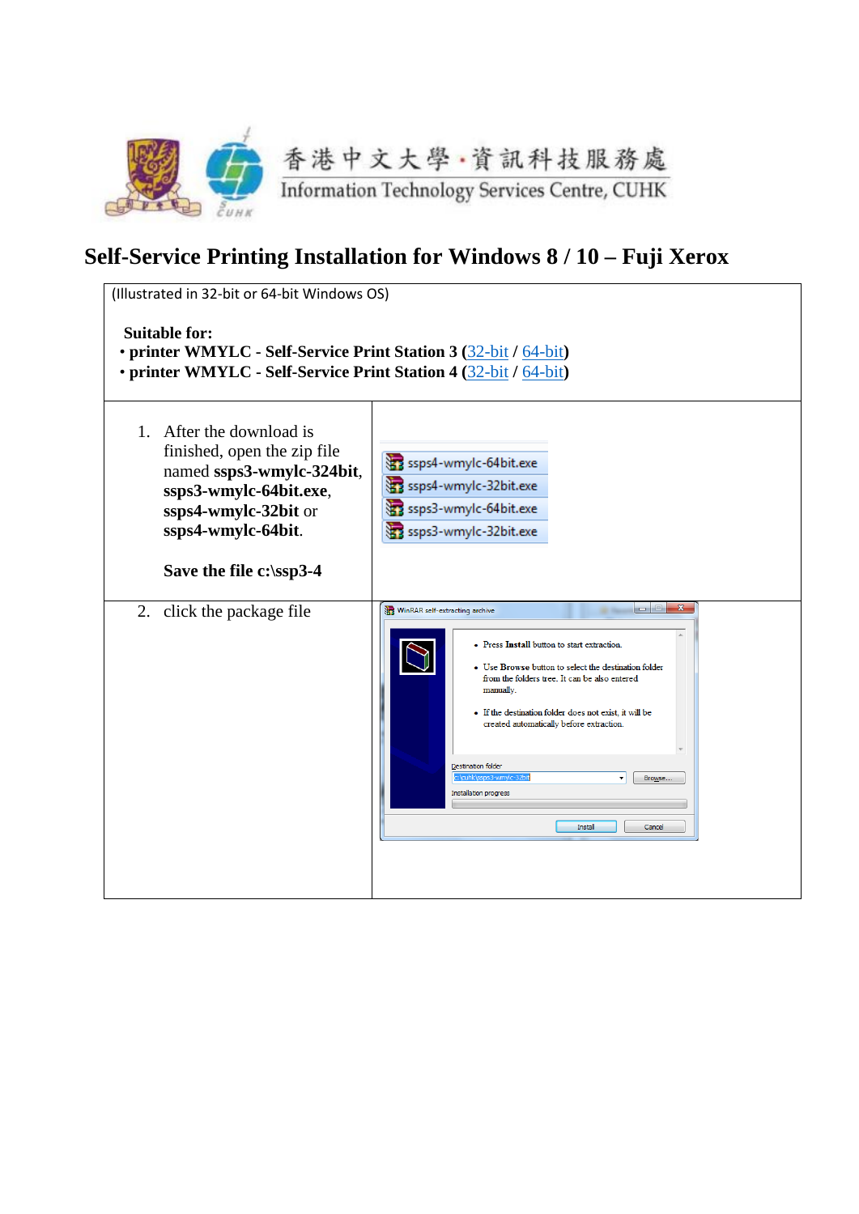香港中文大學・資訊科技服務處
Information Technology Services Centre, CUHK

# Self-Service Printing Installation for Windows 8 / 10 – Fuji Xerox

(Illustrated in 32-bit or 64-bit Windows OS)

**Suitable for:**

- **printer WMYLC - Self-Service Print Station 3 (32-bit / 64-bit)**
- **printer WMYLC - Self-Service Print Station 4 (32-bit / 64-bit)**

| | |
|---|---|
| 1. After the download is finished, open the zip file named **ssps3-wmylc-324bit**, **ssps3-wmylc-64bit.exe**, **ssps4-wmylc-32bit** or **ssps4-wmylc-64bit**.<br><br>**Save the file c:\ssp3-4** | ssps4-wmylc-64bit.exe<br>ssps4-wmylc-32bit.exe<br>ssps3-wmylc-64bit.exe<br>ssps3-wmylc-32bit.exe |
| 2. click the package file | WinRAR self-extracting archive<br>• Press **Install** button to start extraction.<br>• Use **Browse** button to select the destination folder from the folders tree. It can be also entered manually.<br>• If the destination folder does not exist, it will be created automatically before extraction.<br>Destination folder: c:\cuhk\ssps3-wmylc-32bit<br>Installation progress<br>Install / Cancel |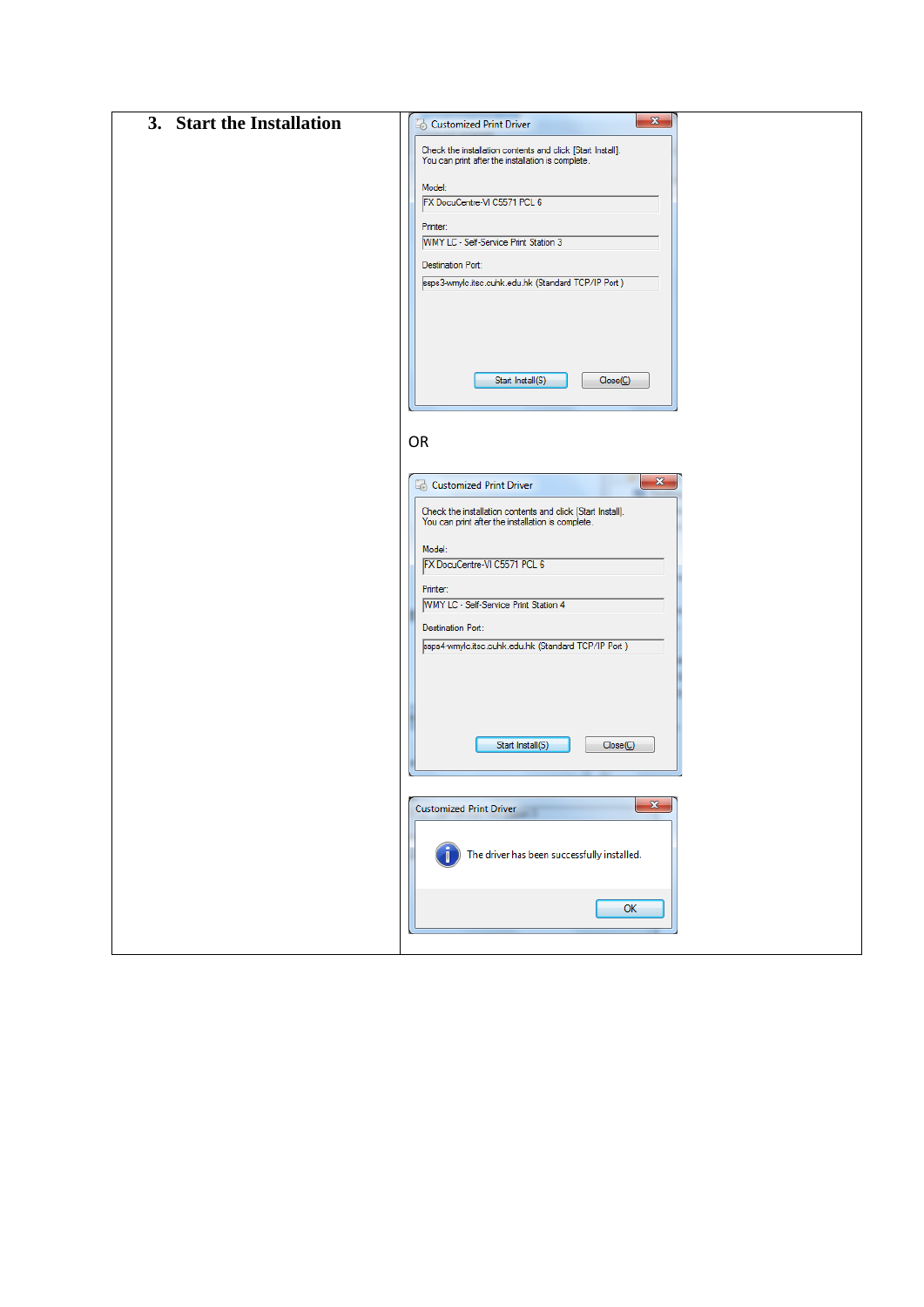| 3. Start the Installation | Customized Print Driver<br><br>Check the installation contents and click [Start Install].<br>You can print after the installation is complete.<br><br>Model:<br>FX DocuCentre-VI C5571 PCL 6<br><br>Printer:<br>WMY LC - Self-Service Print Station 3<br><br>Destination Port:<br>ssps3-wmylc.itsc.cuhk.edu.hk (Standard TCP/IP Port )<br><br>Start Install(S) Close(C)<br><br>OR<br><br>Customized Print Driver<br><br>Check the installation contents and click [Start Install].<br>You can print after the installation is complete.<br><br>Model:<br>FX DocuCentre-VI C5571 PCL 6<br><br>Printer:<br>WMY LC - Self-Service Print Station 4<br><br>Destination Port:<br>ssps4-wmylc.itsc.cuhk.edu.hk (Standard TCP/IP Port )<br><br>Start Install(S) Close(C)<br><br>Customized Print Driver<br><br>The driver has been successfully installed.<br><br>OK |
|---|---|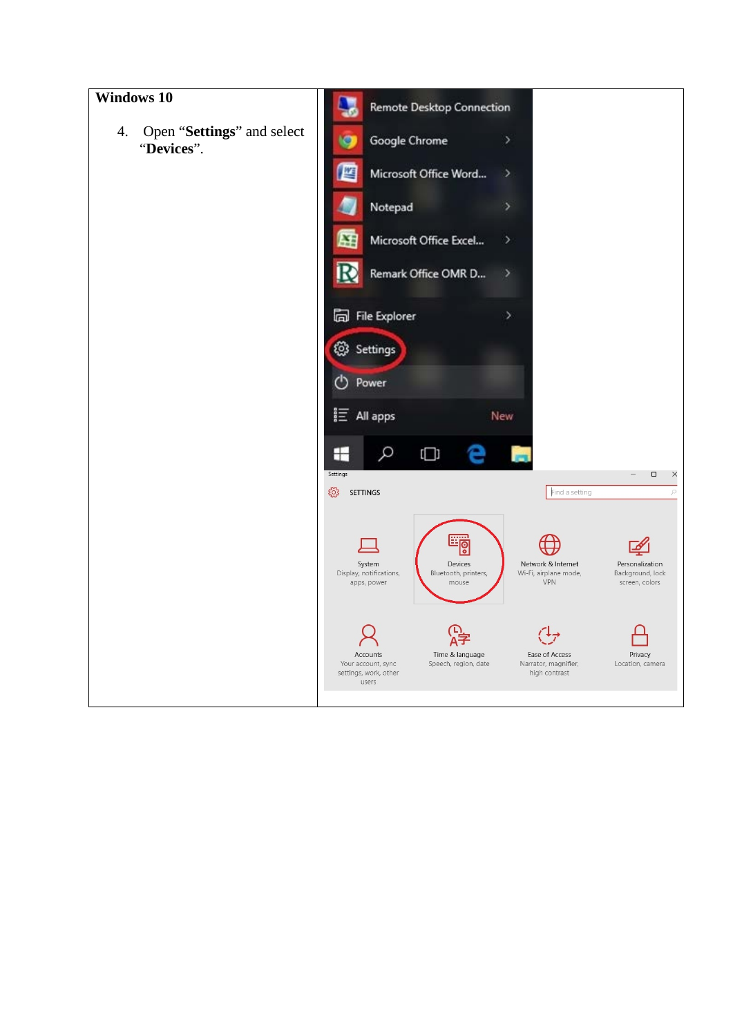| **Windows 10** | |
|---|---|
| 4. Open "**Settings**" and select "**Devices**". | |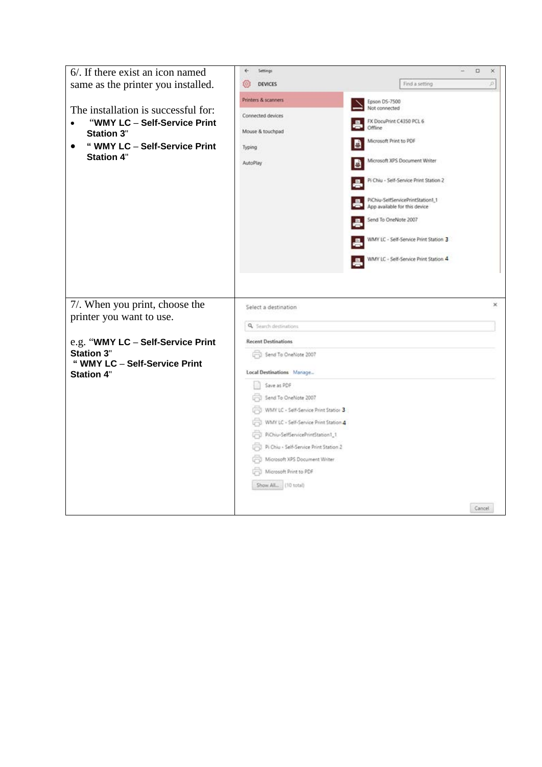| | |
|---|---|
| 6/. If there exist an icon named same as the printer you installed.<br><br>The installation is successful for:<br>• “**WMY LC – Self-Service Print Station 3**"<br>• “ **WMY LC – Self-Service Print Station 4**" | |
| 7/. When you print, choose the printer you want to use.<br><br>e.g. “**WMY LC – Self-Service Print Station 3**"<br>“ **WMY LC – Self-Service Print Station 4**" | |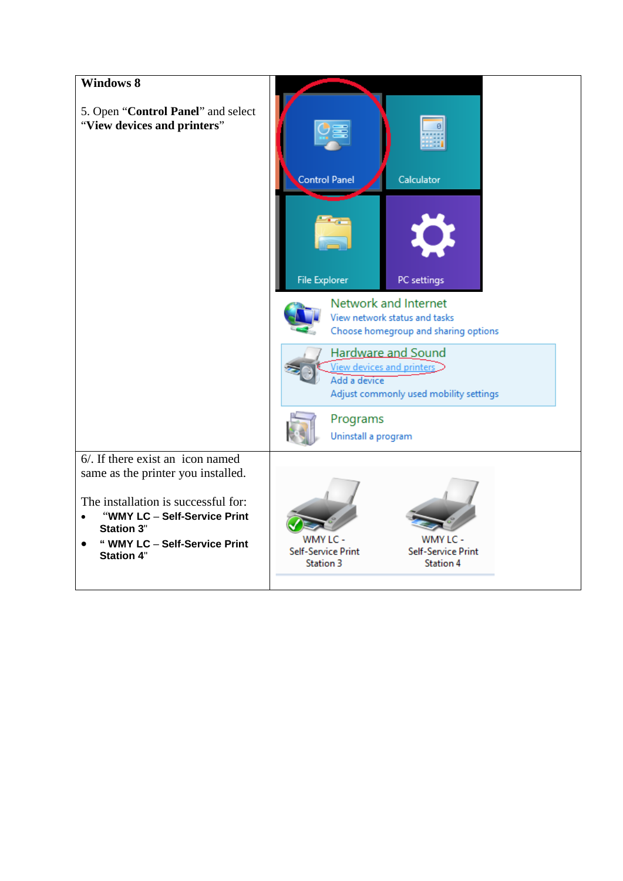| Windows 8 | |
|---|---|
| 5. Open “**Control Panel**” and select “**View devices and printers**” | |
| 6/. If there exist an icon named same as the printer you installed.<br><br>The installation is successful for:<br>• “**WMY LC – Self-Service Print Station 3**”<br>• “ **WMY LC – Self-Service Print Station 4**” | |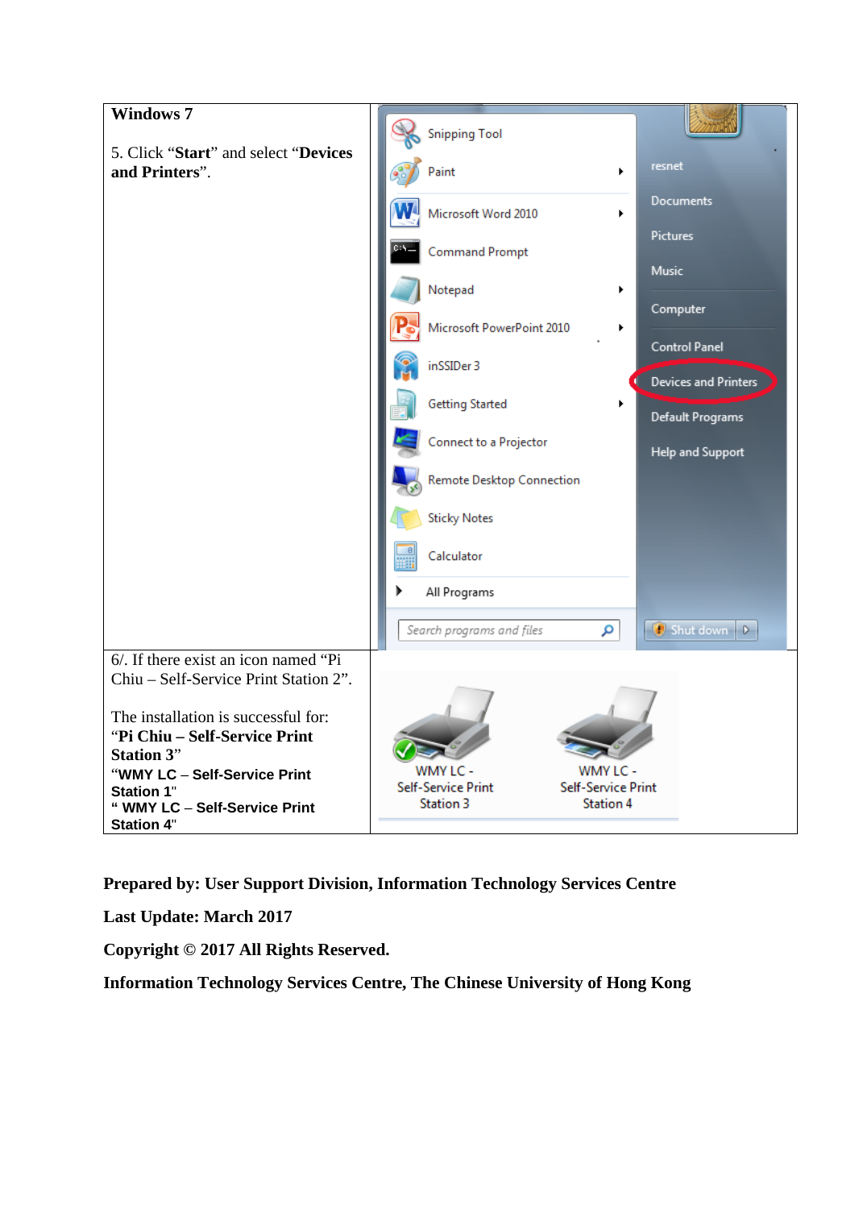| | |
|---|---|
| **Windows 7**<br><br>5. Click "**Start**" and select "**Devices and Printers**". | |
| 6/. If there exist an icon named "Pi Chiu – Self-Service Print Station 2".<br><br>The installation is successful for:<br>"**Pi Chiu – Self-Service Print Station 3**"<br>"**WMY LC – Self-Service Print Station 1**"<br>" **WMY LC – Self-Service Print Station 4**" | |

**Prepared by: User Support Division, Information Technology Services Centre**

**Last Update: March 2017**

**Copyright © 2017 All Rights Reserved.**

**Information Technology Services Centre, The Chinese University of Hong Kong**